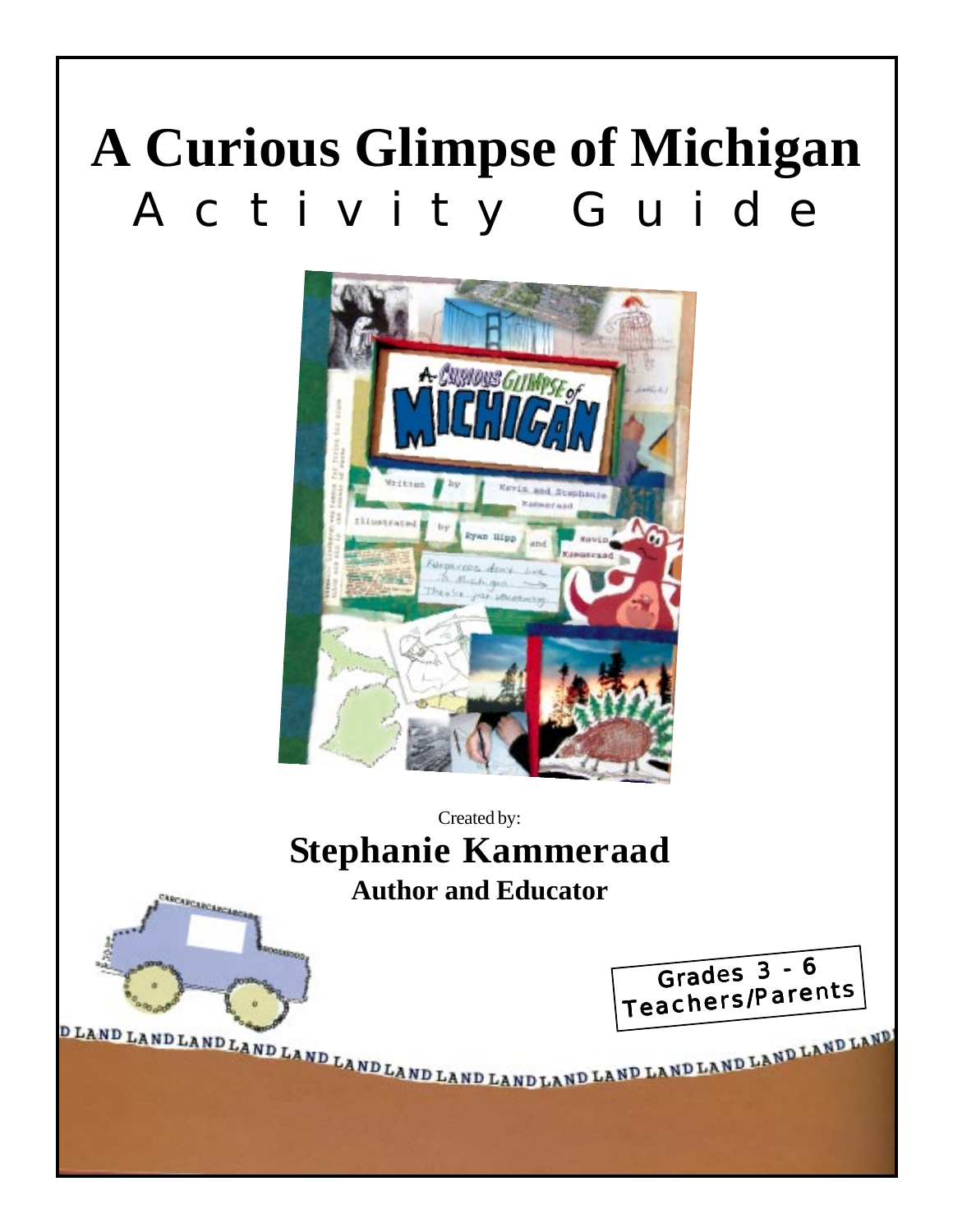# A Curious Glimpse of Michigan

## Activity Guide

Created by:

**Stephanie Kammeraad**

**Author and Educator**

Grades 3 - 6
Teachers/Parents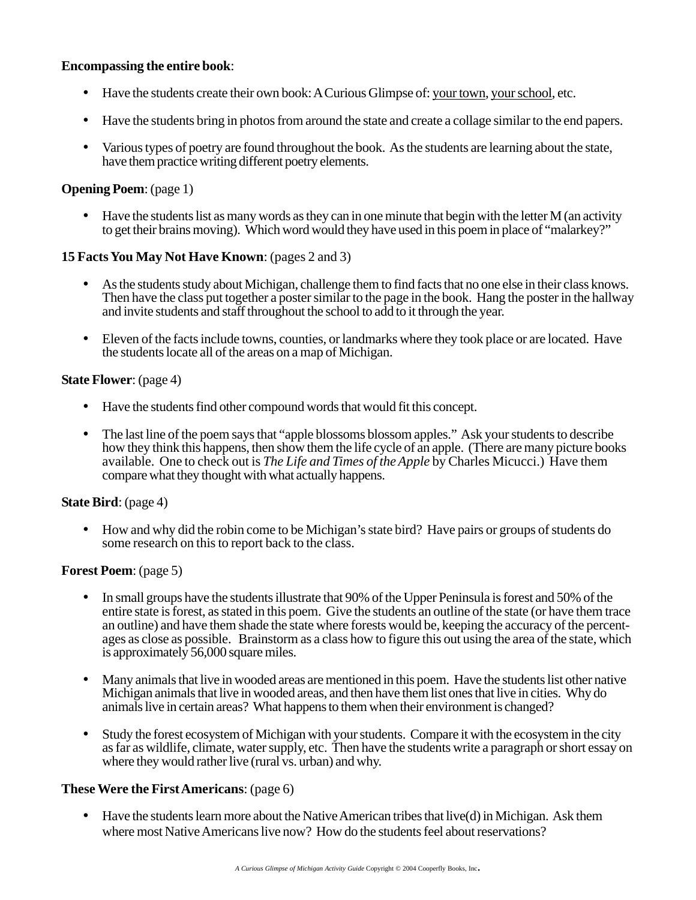**Encompassing the entire book**:

- Have the students create their own book: A Curious Glimpse of: your town, your school, etc.
- Have the students bring in photos from around the state and create a collage similar to the end papers.
- Various types of poetry are found throughout the book. As the students are learning about the state, have them practice writing different poetry elements.

**Opening Poem**: (page 1)

- Have the students list as many words as they can in one minute that begin with the letter M (an activity to get their brains moving). Which word would they have used in this poem in place of "malarkey?"

**15 Facts You May Not Have Known**: (pages 2 and 3)

- As the students study about Michigan, challenge them to find facts that no one else in their class knows. Then have the class put together a poster similar to the page in the book. Hang the poster in the hallway and invite students and staff throughout the school to add to it through the year.
- Eleven of the facts include towns, counties, or landmarks where they took place or are located. Have the students locate all of the areas on a map of Michigan.

**State Flower**: (page 4)

- Have the students find other compound words that would fit this concept.
- The last line of the poem says that "apple blossoms blossom apples." Ask your students to describe how they think this happens, then show them the life cycle of an apple. (There are many picture books available. One to check out is *The Life and Times of the Apple* by Charles Micucci.) Have them compare what they thought with what actually happens.

**State Bird**: (page 4)

- How and why did the robin come to be Michigan's state bird? Have pairs or groups of students do some research on this to report back to the class.

**Forest Poem**: (page 5)

- In small groups have the students illustrate that 90% of the Upper Peninsula is forest and 50% of the entire state is forest, as stated in this poem. Give the students an outline of the state (or have them trace an outline) and have them shade the state where forests would be, keeping the accuracy of the percentages as close as possible. Brainstorm as a class how to figure this out using the area of the state, which is approximately 56,000 square miles.
- Many animals that live in wooded areas are mentioned in this poem. Have the students list other native Michigan animals that live in wooded areas, and then have them list ones that live in cities. Why do animals live in certain areas? What happens to them when their environment is changed?
- Study the forest ecosystem of Michigan with your students. Compare it with the ecosystem in the city as far as wildlife, climate, water supply, etc. Then have the students write a paragraph or short essay on where they would rather live (rural vs. urban) and why.

**These Were the First Americans**: (page 6)

- Have the students learn more about the Native American tribes that live(d) in Michigan. Ask them where most Native Americans live now? How do the students feel about reservations?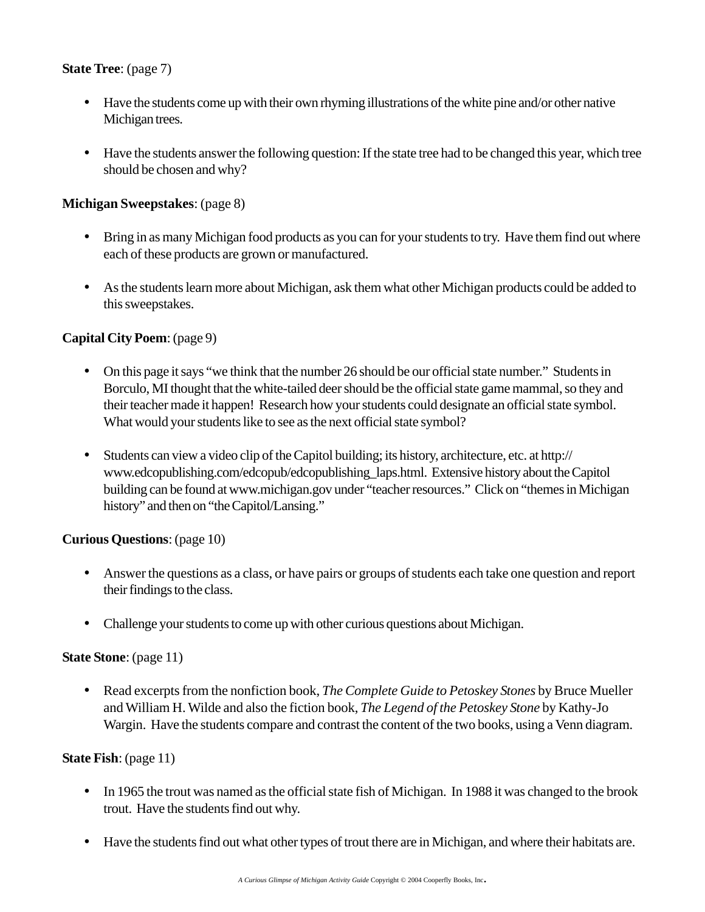**State Tree**: (page 7)

- Have the students come up with their own rhyming illustrations of the white pine and/or other native Michigan trees.
- Have the students answer the following question: If the state tree had to be changed this year, which tree should be chosen and why?

**Michigan Sweepstakes**: (page 8)

- Bring in as many Michigan food products as you can for your students to try. Have them find out where each of these products are grown or manufactured.
- As the students learn more about Michigan, ask them what other Michigan products could be added to this sweepstakes.

**Capital City Poem**: (page 9)

- On this page it says "we think that the number 26 should be our official state number." Students in Borculo, MI thought that the white-tailed deer should be the official state game mammal, so they and their teacher made it happen! Research how your students could designate an official state symbol. What would your students like to see as the next official state symbol?
- Students can view a video clip of the Capitol building; its history, architecture, etc. at http://www.edcopublishing.com/edcopub/edcopublishing_laps.html. Extensive history about the Capitol building can be found at www.michigan.gov under "teacher resources." Click on "themes in Michigan history" and then on "the Capitol/Lansing."

**Curious Questions**: (page 10)

- Answer the questions as a class, or have pairs or groups of students each take one question and report their findings to the class.
- Challenge your students to come up with other curious questions about Michigan.

**State Stone**: (page 11)

- Read excerpts from the nonfiction book, *The Complete Guide to Petoskey Stones* by Bruce Mueller and William H. Wilde and also the fiction book, *The Legend of the Petoskey Stone* by Kathy-Jo Wargin. Have the students compare and contrast the content of the two books, using a Venn diagram.

**State Fish**: (page 11)

- In 1965 the trout was named as the official state fish of Michigan. In 1988 it was changed to the brook trout. Have the students find out why.
- Have the students find out what other types of trout there are in Michigan, and where their habitats are.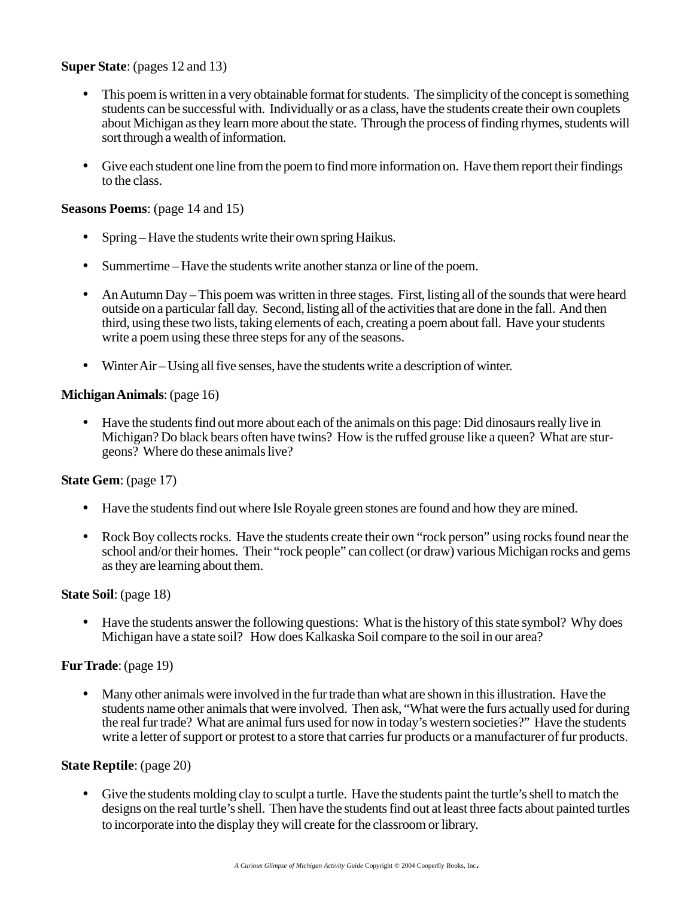**Super State**: (pages 12 and 13)

- This poem is written in a very obtainable format for students. The simplicity of the concept is something students can be successful with. Individually or as a class, have the students create their own couplets about Michigan as they learn more about the state. Through the process of finding rhymes, students will sort through a wealth of information.

- Give each student one line from the poem to find more information on. Have them report their findings to the class.

**Seasons Poems**: (page 14 and 15)

- Spring – Have the students write their own spring Haikus.

- Summertime – Have the students write another stanza or line of the poem.

- An Autumn Day – This poem was written in three stages. First, listing all of the sounds that were heard outside on a particular fall day. Second, listing all of the activities that are done in the fall. And then third, using these two lists, taking elements of each, creating a poem about fall. Have your students write a poem using these three steps for any of the seasons.

- Winter Air – Using all five senses, have the students write a description of winter.

**Michigan Animals**: (page 16)

- Have the students find out more about each of the animals on this page: Did dinosaurs really live in Michigan? Do black bears often have twins? How is the ruffed grouse like a queen? What are sturgeons? Where do these animals live?

**State Gem**: (page 17)

- Have the students find out where Isle Royale green stones are found and how they are mined.

- Rock Boy collects rocks. Have the students create their own "rock person" using rocks found near the school and/or their homes. Their "rock people" can collect (or draw) various Michigan rocks and gems as they are learning about them.

**State Soil**: (page 18)

- Have the students answer the following questions: What is the history of this state symbol? Why does Michigan have a state soil? How does Kalkaska Soil compare to the soil in our area?

**Fur Trade**: (page 19)

- Many other animals were involved in the fur trade than what are shown in this illustration. Have the students name other animals that were involved. Then ask, "What were the furs actually used for during the real fur trade? What are animal furs used for now in today's western societies?" Have the students write a letter of support or protest to a store that carries fur products or a manufacturer of fur products.

**State Reptile**: (page 20)

- Give the students molding clay to sculpt a turtle. Have the students paint the turtle's shell to match the designs on the real turtle's shell. Then have the students find out at least three facts about painted turtles to incorporate into the display they will create for the classroom or library.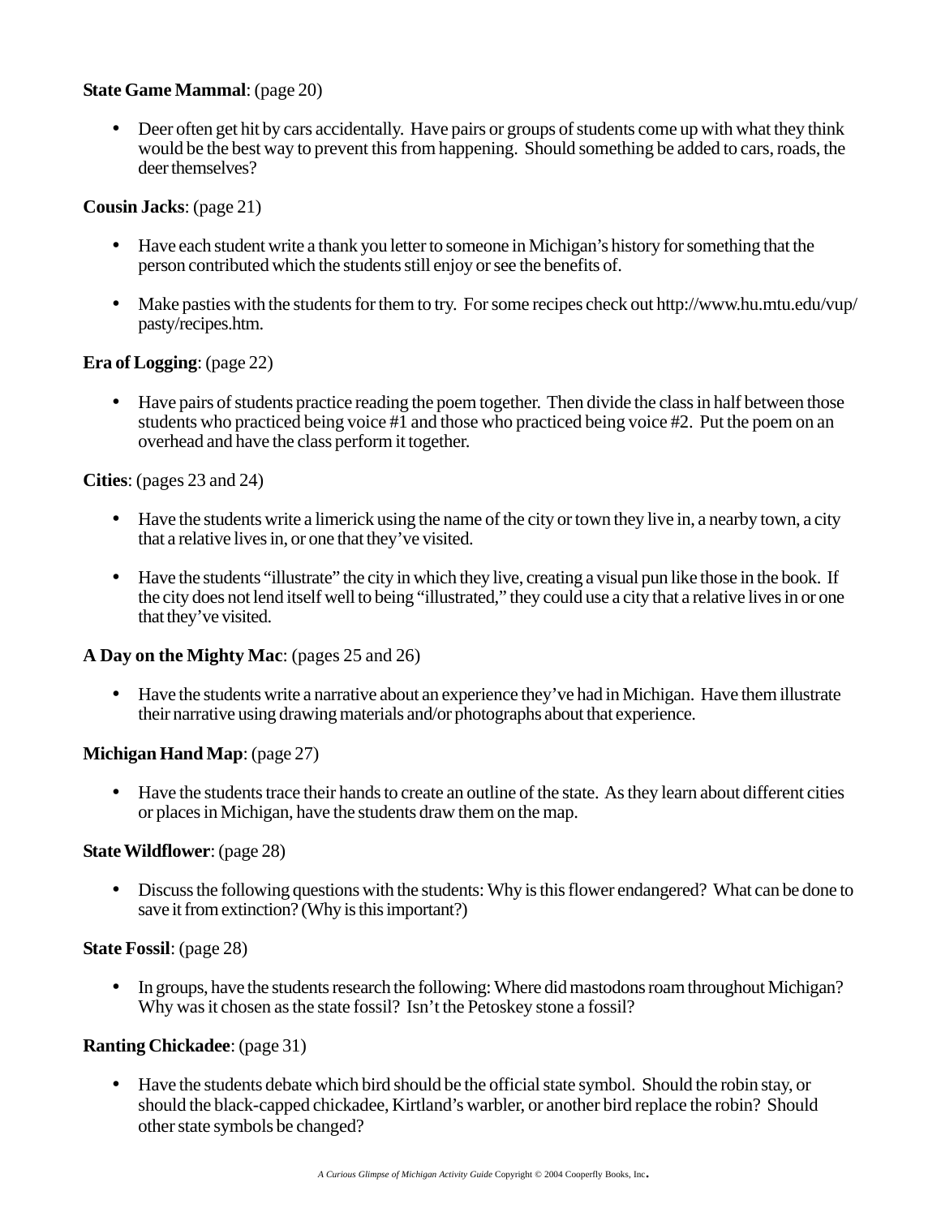**State Game Mammal**: (page 20)

- Deer often get hit by cars accidentally. Have pairs or groups of students come up with what they think would be the best way to prevent this from happening. Should something be added to cars, roads, the deer themselves?

**Cousin Jacks**: (page 21)

- Have each student write a thank you letter to someone in Michigan's history for something that the person contributed which the students still enjoy or see the benefits of.

- Make pasties with the students for them to try. For some recipes check out http://www.hu.mtu.edu/vup/pasty/recipes.htm.

**Era of Logging**: (page 22)

- Have pairs of students practice reading the poem together. Then divide the class in half between those students who practiced being voice #1 and those who practiced being voice #2. Put the poem on an overhead and have the class perform it together.

**Cities**: (pages 23 and 24)

- Have the students write a limerick using the name of the city or town they live in, a nearby town, a city that a relative lives in, or one that they've visited.

- Have the students "illustrate" the city in which they live, creating a visual pun like those in the book. If the city does not lend itself well to being "illustrated," they could use a city that a relative lives in or one that they've visited.

**A Day on the Mighty Mac**: (pages 25 and 26)

- Have the students write a narrative about an experience they've had in Michigan. Have them illustrate their narrative using drawing materials and/or photographs about that experience.

**Michigan Hand Map**: (page 27)

- Have the students trace their hands to create an outline of the state. As they learn about different cities or places in Michigan, have the students draw them on the map.

**State Wildflower**: (page 28)

- Discuss the following questions with the students: Why is this flower endangered? What can be done to save it from extinction? (Why is this important?)

**State Fossil**: (page 28)

- In groups, have the students research the following: Where did mastodons roam throughout Michigan? Why was it chosen as the state fossil? Isn't the Petoskey stone a fossil?

**Ranting Chickadee**: (page 31)

- Have the students debate which bird should be the official state symbol. Should the robin stay, or should the black-capped chickadee, Kirtland's warbler, or another bird replace the robin? Should other state symbols be changed?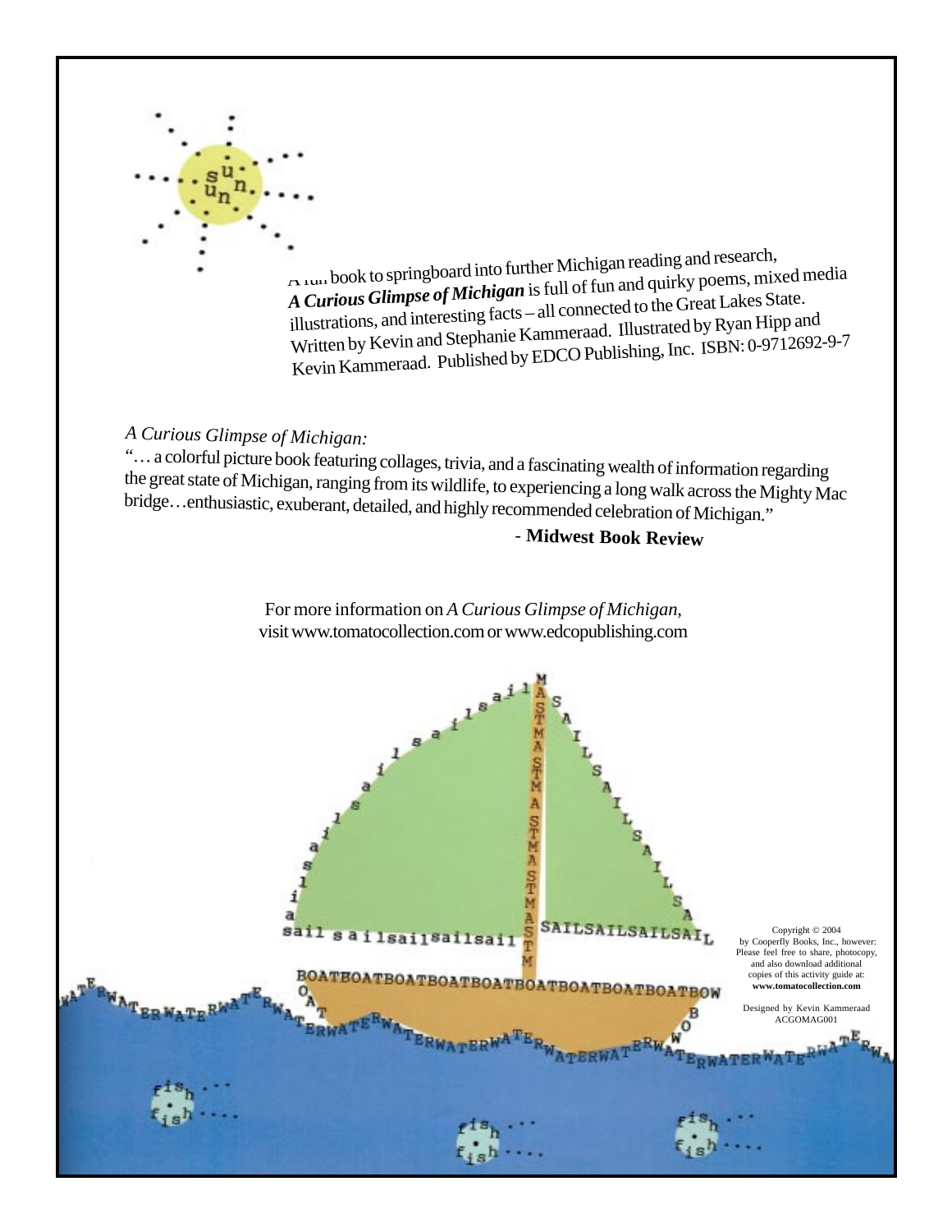A fun book to springboard into further Michigan reading and research, ***A Curious Glimpse of Michigan*** is full of fun and quirky poems, mixed media illustrations, and interesting facts – all connected to the Great Lakes State. Written by Kevin and Stephanie Kammeraad. Illustrated by Ryan Hipp and Kevin Kammeraad. Published by EDCO Publishing, Inc. ISBN: 0-9712692-9-7

*A Curious Glimpse of Michigan:*
"… a colorful picture book featuring collages, trivia, and a fascinating wealth of information regarding the great state of Michigan, ranging from its wildlife, to experiencing a long walk across the Mighty Mac bridge…enthusiastic, exuberant, detailed, and highly recommended celebration of Michigan."

- **Midwest Book Review**

For more information on *A Curious Glimpse of Michigan*, visit www.tomatocollection.com or www.edcopublishing.com

Copyright © 2004 by Cooperfly Books, Inc., however: Please feel free to share, photocopy, and also download additional copies of this activity guide at: **www.tomatocollection.com**

Designed by Kevin Kammeraad
ACGOMAG001